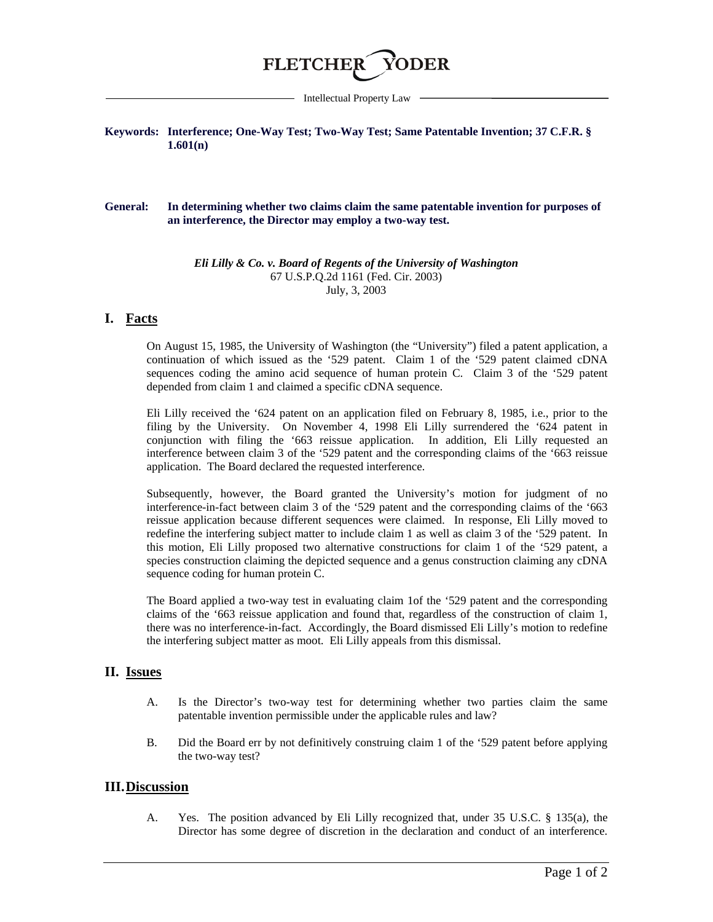FLETCHER YODER

Intellectual Property Law

**Keywords: Interference; One-Way Test; Two-Way Test; Same Patentable Invention; 37 C.F.R. § 1.601(n)**

**General: In determining whether two claims claim the same patentable invention for purposes of an interference, the Director may employ a two-way test.**

*Eli Lilly & Co. v. Board of Regents of the University of Washington*
67 U.S.P.Q.2d 1161 (Fed. Cir. 2003)
July, 3, 2003

## I. Facts

On August 15, 1985, the University of Washington (the "University") filed a patent application, a continuation of which issued as the '529 patent. Claim 1 of the '529 patent claimed cDNA sequences coding the amino acid sequence of human protein C. Claim 3 of the '529 patent depended from claim 1 and claimed a specific cDNA sequence.

Eli Lilly received the '624 patent on an application filed on February 8, 1985, i.e., prior to the filing by the University. On November 4, 1998 Eli Lilly surrendered the '624 patent in conjunction with filing the '663 reissue application. In addition, Eli Lilly requested an interference between claim 3 of the '529 patent and the corresponding claims of the '663 reissue application. The Board declared the requested interference.

Subsequently, however, the Board granted the University's motion for judgment of no interference-in-fact between claim 3 of the '529 patent and the corresponding claims of the '663 reissue application because different sequences were claimed. In response, Eli Lilly moved to redefine the interfering subject matter to include claim 1 as well as claim 3 of the '529 patent. In this motion, Eli Lilly proposed two alternative constructions for claim 1 of the '529 patent, a species construction claiming the depicted sequence and a genus construction claiming any cDNA sequence coding for human protein C.

The Board applied a two-way test in evaluating claim 1of the '529 patent and the corresponding claims of the '663 reissue application and found that, regardless of the construction of claim 1, there was no interference-in-fact. Accordingly, the Board dismissed Eli Lilly's motion to redefine the interfering subject matter as moot. Eli Lilly appeals from this dismissal.

## II. Issues

A. Is the Director's two-way test for determining whether two parties claim the same patentable invention permissible under the applicable rules and law?

B. Did the Board err by not definitively construing claim 1 of the '529 patent before applying the two-way test?

## III. Discussion

A. Yes. The position advanced by Eli Lilly recognized that, under 35 U.S.C. § 135(a), the Director has some degree of discretion in the declaration and conduct of an interference.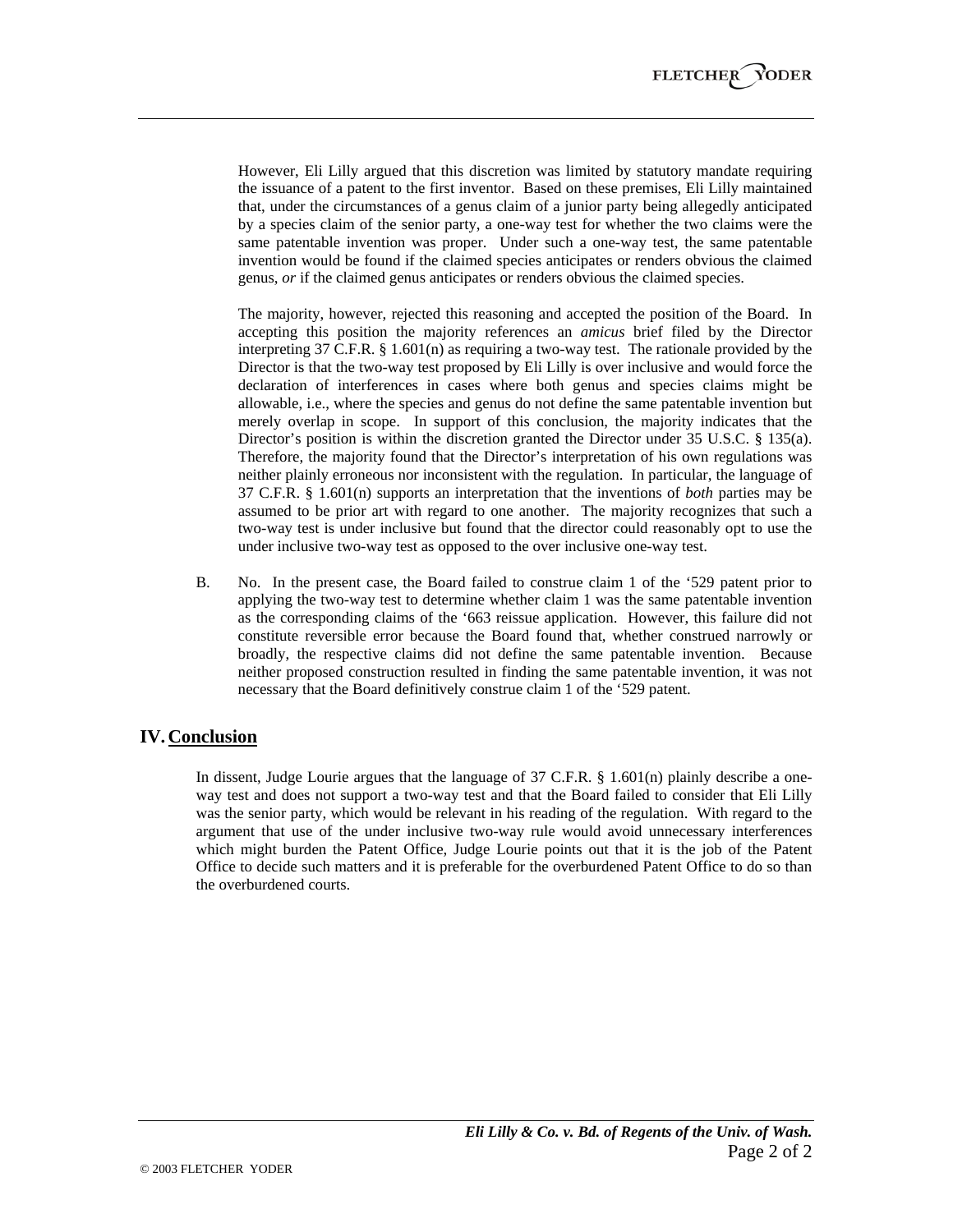However, Eli Lilly argued that this discretion was limited by statutory mandate requiring the issuance of a patent to the first inventor. Based on these premises, Eli Lilly maintained that, under the circumstances of a genus claim of a junior party being allegedly anticipated by a species claim of the senior party, a one-way test for whether the two claims were the same patentable invention was proper. Under such a one-way test, the same patentable invention would be found if the claimed species anticipates or renders obvious the claimed genus, *or* if the claimed genus anticipates or renders obvious the claimed species.

The majority, however, rejected this reasoning and accepted the position of the Board. In accepting this position the majority references an *amicus* brief filed by the Director interpreting 37 C.F.R. § 1.601(n) as requiring a two-way test. The rationale provided by the Director is that the two-way test proposed by Eli Lilly is over inclusive and would force the declaration of interferences in cases where both genus and species claims might be allowable, i.e., where the species and genus do not define the same patentable invention but merely overlap in scope. In support of this conclusion, the majority indicates that the Director's position is within the discretion granted the Director under 35 U.S.C. § 135(a). Therefore, the majority found that the Director's interpretation of his own regulations was neither plainly erroneous nor inconsistent with the regulation. In particular, the language of 37 C.F.R. § 1.601(n) supports an interpretation that the inventions of *both* parties may be assumed to be prior art with regard to one another. The majority recognizes that such a two-way test is under inclusive but found that the director could reasonably opt to use the under inclusive two-way test as opposed to the over inclusive one-way test.

B. No. In the present case, the Board failed to construe claim 1 of the '529 patent prior to applying the two-way test to determine whether claim 1 was the same patentable invention as the corresponding claims of the '663 reissue application. However, this failure did not constitute reversible error because the Board found that, whether construed narrowly or broadly, the respective claims did not define the same patentable invention. Because neither proposed construction resulted in finding the same patentable invention, it was not necessary that the Board definitively construe claim 1 of the '529 patent.

## IV. Conclusion

In dissent, Judge Lourie argues that the language of 37 C.F.R. § 1.601(n) plainly describe a one-way test and does not support a two-way test and that the Board failed to consider that Eli Lilly was the senior party, which would be relevant in his reading of the regulation. With regard to the argument that use of the under inclusive two-way rule would avoid unnecessary interferences which might burden the Patent Office, Judge Lourie points out that it is the job of the Patent Office to decide such matters and it is preferable for the overburdened Patent Office to do so than the overburdened courts.